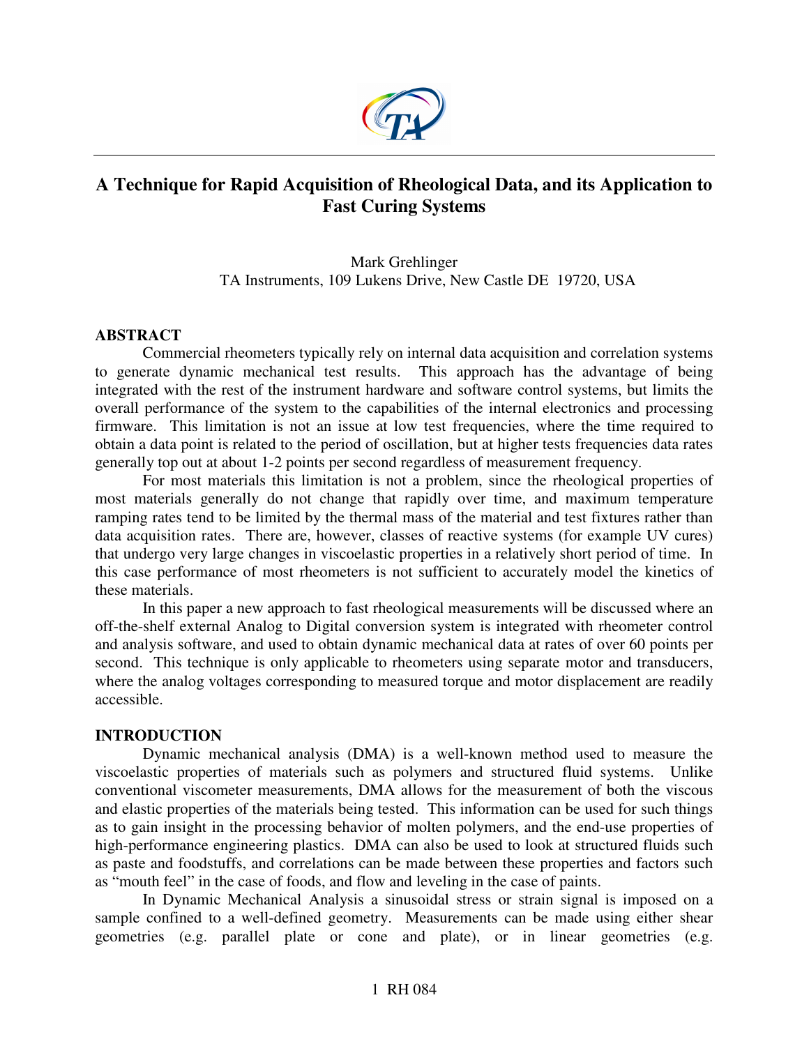# A Technique for Rapid Acquisition of Rheological Data, and its Application to Fast Curing Systems

Mark Grehlinger
TA Instruments, 109 Lukens Drive, New Castle DE 19720, USA

## ABSTRACT

Commercial rheometers typically rely on internal data acquisition and correlation systems to generate dynamic mechanical test results. This approach has the advantage of being integrated with the rest of the instrument hardware and software control systems, but limits the overall performance of the system to the capabilities of the internal electronics and processing firmware. This limitation is not an issue at low test frequencies, where the time required to obtain a data point is related to the period of oscillation, but at higher tests frequencies data rates generally top out at about 1-2 points per second regardless of measurement frequency.

For most materials this limitation is not a problem, since the rheological properties of most materials generally do not change that rapidly over time, and maximum temperature ramping rates tend to be limited by the thermal mass of the material and test fixtures rather than data acquisition rates. There are, however, classes of reactive systems (for example UV cures) that undergo very large changes in viscoelastic properties in a relatively short period of time. In this case performance of most rheometers is not sufficient to accurately model the kinetics of these materials.

In this paper a new approach to fast rheological measurements will be discussed where an off-the-shelf external Analog to Digital conversion system is integrated with rheometer control and analysis software, and used to obtain dynamic mechanical data at rates of over 60 points per second. This technique is only applicable to rheometers using separate motor and transducers, where the analog voltages corresponding to measured torque and motor displacement are readily accessible.

## INTRODUCTION

Dynamic mechanical analysis (DMA) is a well-known method used to measure the viscoelastic properties of materials such as polymers and structured fluid systems. Unlike conventional viscometer measurements, DMA allows for the measurement of both the viscous and elastic properties of the materials being tested. This information can be used for such things as to gain insight in the processing behavior of molten polymers, and the end-use properties of high-performance engineering plastics. DMA can also be used to look at structured fluids such as paste and foodstuffs, and correlations can be made between these properties and factors such as "mouth feel" in the case of foods, and flow and leveling in the case of paints.

In Dynamic Mechanical Analysis a sinusoidal stress or strain signal is imposed on a sample confined to a well-defined geometry. Measurements can be made using either shear geometries (e.g. parallel plate or cone and plate), or in linear geometries (e.g.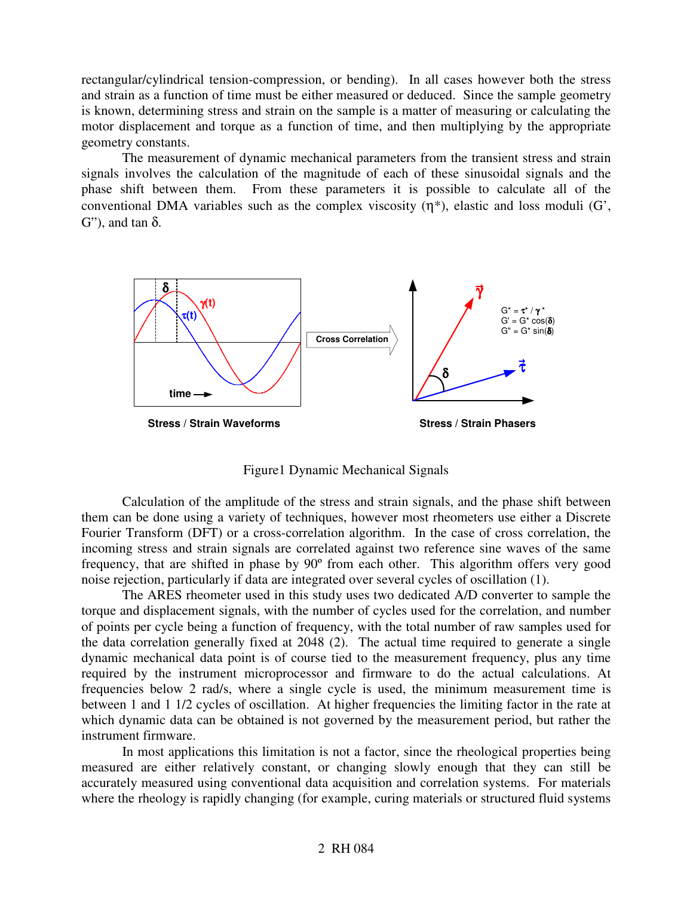rectangular/cylindrical tension-compression, or bending). In all cases however both the stress and strain as a function of time must be either measured or deduced. Since the sample geometry is known, determining stress and strain on the sample is a matter of measuring or calculating the motor displacement and torque as a function of time, and then multiplying by the appropriate geometry constants.

The measurement of dynamic mechanical parameters from the transient stress and strain signals involves the calculation of the magnitude of each of these sinusoidal signals and the phase shift between them. From these parameters it is possible to calculate all of the conventional DMA variables such as the complex viscosity ($\eta^*$), elastic and loss moduli (G', G"), and tan $\delta$.

Figure1 Dynamic Mechanical Signals

Calculation of the amplitude of the stress and strain signals, and the phase shift between them can be done using a variety of techniques, however most rheometers use either a Discrete Fourier Transform (DFT) or a cross-correlation algorithm. In the case of cross correlation, the incoming stress and strain signals are correlated against two reference sine waves of the same frequency, that are shifted in phase by 90º from each other. This algorithm offers very good noise rejection, particularly if data are integrated over several cycles of oscillation (1).

The ARES rheometer used in this study uses two dedicated A/D converter to sample the torque and displacement signals, with the number of cycles used for the correlation, and number of points per cycle being a function of frequency, with the total number of raw samples used for the data correlation generally fixed at 2048 (2). The actual time required to generate a single dynamic mechanical data point is of course tied to the measurement frequency, plus any time required by the instrument microprocessor and firmware to do the actual calculations. At frequencies below 2 rad/s, where a single cycle is used, the minimum measurement time is between 1 and 1 1/2 cycles of oscillation. At higher frequencies the limiting factor in the rate at which dynamic data can be obtained is not governed by the measurement period, but rather the instrument firmware.

In most applications this limitation is not a factor, since the rheological properties being measured are either relatively constant, or changing slowly enough that they can still be accurately measured using conventional data acquisition and correlation systems. For materials where the rheology is rapidly changing (for example, curing materials or structured fluid systems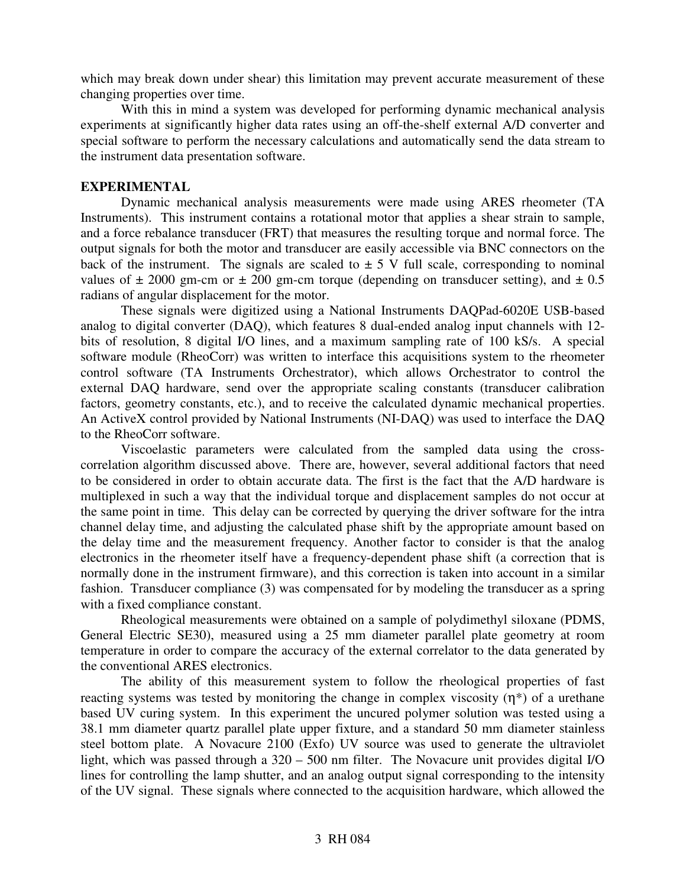which may break down under shear) this limitation may prevent accurate measurement of these changing properties over time.

With this in mind a system was developed for performing dynamic mechanical analysis experiments at significantly higher data rates using an off-the-shelf external A/D converter and special software to perform the necessary calculations and automatically send the data stream to the instrument data presentation software.

**EXPERIMENTAL**

Dynamic mechanical analysis measurements were made using ARES rheometer (TA Instruments). This instrument contains a rotational motor that applies a shear strain to sample, and a force rebalance transducer (FRT) that measures the resulting torque and normal force. The output signals for both the motor and transducer are easily accessible via BNC connectors on the back of the instrument. The signals are scaled to ± 5 V full scale, corresponding to nominal values of ± 2000 gm-cm or ± 200 gm-cm torque (depending on transducer setting), and ± 0.5 radians of angular displacement for the motor.

These signals were digitized using a National Instruments DAQPad-6020E USB-based analog to digital converter (DAQ), which features 8 dual-ended analog input channels with 12-bits of resolution, 8 digital I/O lines, and a maximum sampling rate of 100 kS/s. A special software module (RheoCorr) was written to interface this acquisitions system to the rheometer control software (TA Instruments Orchestrator), which allows Orchestrator to control the external DAQ hardware, send over the appropriate scaling constants (transducer calibration factors, geometry constants, etc.), and to receive the calculated dynamic mechanical properties. An ActiveX control provided by National Instruments (NI-DAQ) was used to interface the DAQ to the RheoCorr software.

Viscoelastic parameters were calculated from the sampled data using the cross-correlation algorithm discussed above. There are, however, several additional factors that need to be considered in order to obtain accurate data. The first is the fact that the A/D hardware is multiplexed in such a way that the individual torque and displacement samples do not occur at the same point in time. This delay can be corrected by querying the driver software for the intra channel delay time, and adjusting the calculated phase shift by the appropriate amount based on the delay time and the measurement frequency. Another factor to consider is that the analog electronics in the rheometer itself have a frequency-dependent phase shift (a correction that is normally done in the instrument firmware), and this correction is taken into account in a similar fashion. Transducer compliance (3) was compensated for by modeling the transducer as a spring with a fixed compliance constant.

Rheological measurements were obtained on a sample of polydimethyl siloxane (PDMS, General Electric SE30), measured using a 25 mm diameter parallel plate geometry at room temperature in order to compare the accuracy of the external correlator to the data generated by the conventional ARES electronics.

The ability of this measurement system to follow the rheological properties of fast reacting systems was tested by monitoring the change in complex viscosity ($\eta^*$) of a urethane based UV curing system. In this experiment the uncured polymer solution was tested using a 38.1 mm diameter quartz parallel plate upper fixture, and a standard 50 mm diameter stainless steel bottom plate. A Novacure 2100 (Exfo) UV source was used to generate the ultraviolet light, which was passed through a 320 – 500 nm filter. The Novacure unit provides digital I/O lines for controlling the lamp shutter, and an analog output signal corresponding to the intensity of the UV signal. These signals where connected to the acquisition hardware, which allowed the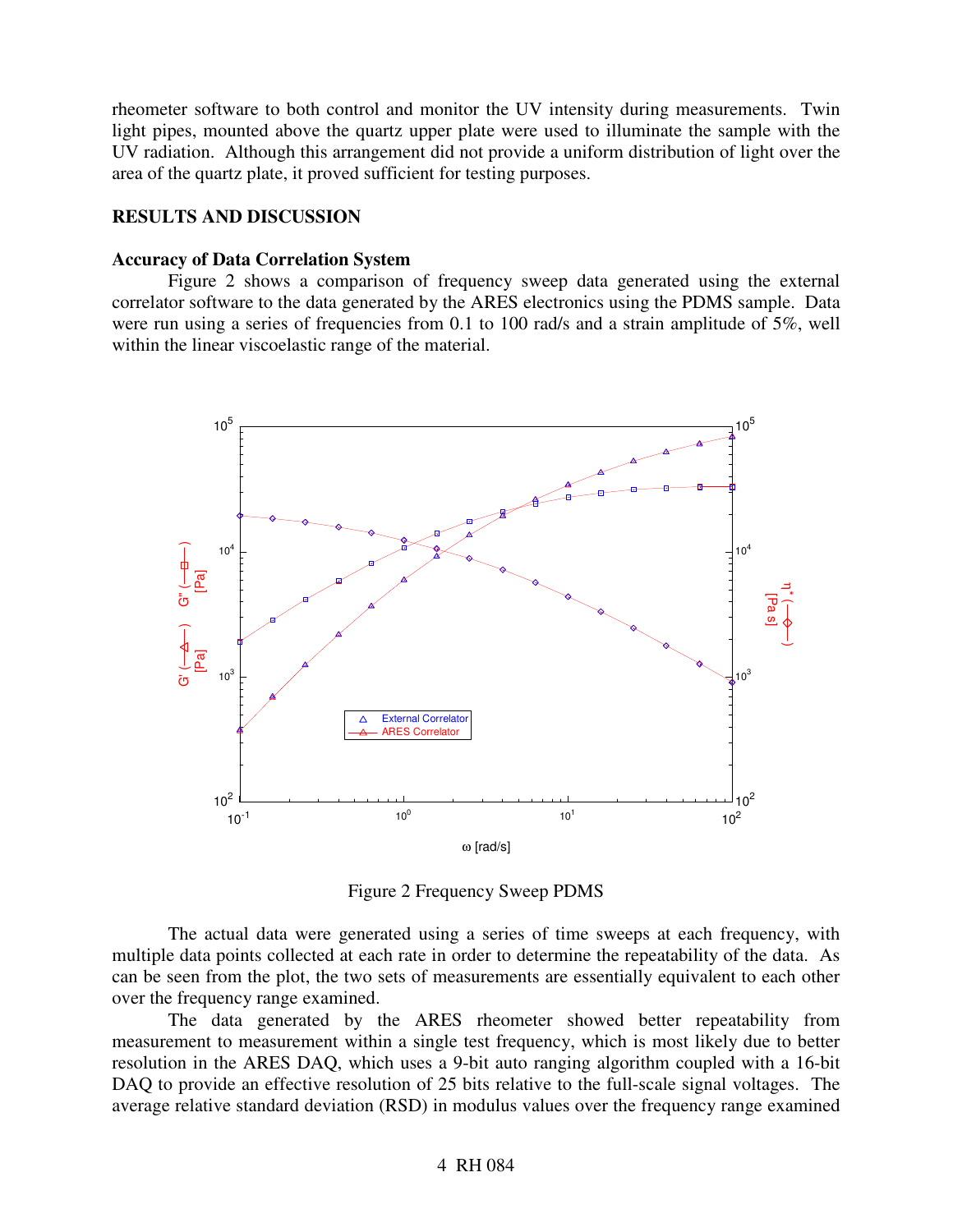rheometer software to both control and monitor the UV intensity during measurements. Twin light pipes, mounted above the quartz upper plate were used to illuminate the sample with the UV radiation. Although this arrangement did not provide a uniform distribution of light over the area of the quartz plate, it proved sufficient for testing purposes.

## RESULTS AND DISCUSSION

### Accuracy of Data Correlation System

Figure 2 shows a comparison of frequency sweep data generated using the external correlator software to the data generated by the ARES electronics using the PDMS sample. Data were run using a series of frequencies from 0.1 to 100 rad/s and a strain amplitude of 5%, well within the linear viscoelastic range of the material.

Figure 2 Frequency Sweep PDMS

The actual data were generated using a series of time sweeps at each frequency, with multiple data points collected at each rate in order to determine the repeatability of the data. As can be seen from the plot, the two sets of measurements are essentially equivalent to each other over the frequency range examined.

The data generated by the ARES rheometer showed better repeatability from measurement to measurement within a single test frequency, which is most likely due to better resolution in the ARES DAQ, which uses a 9-bit auto ranging algorithm coupled with a 16-bit DAQ to provide an effective resolution of 25 bits relative to the full-scale signal voltages. The average relative standard deviation (RSD) in modulus values over the frequency range examined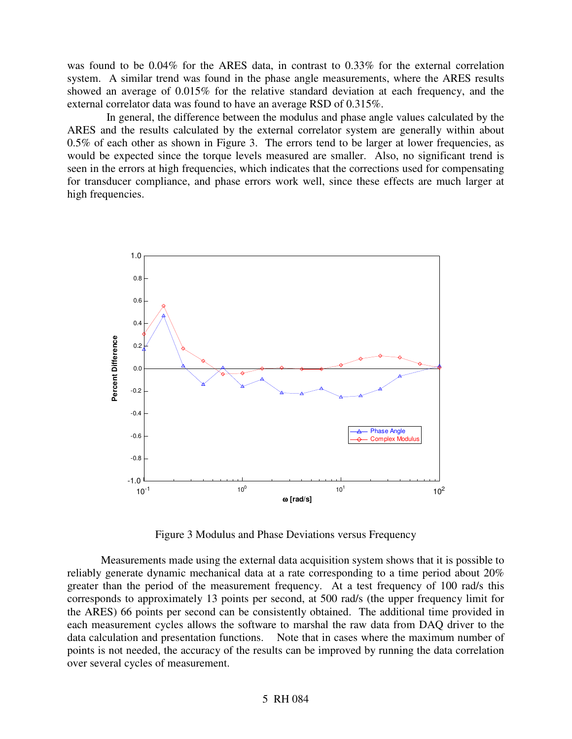was found to be 0.04% for the ARES data, in contrast to 0.33% for the external correlation system. A similar trend was found in the phase angle measurements, where the ARES results showed an average of 0.015% for the relative standard deviation at each frequency, and the external correlator data was found to have an average RSD of 0.315%.

In general, the difference between the modulus and phase angle values calculated by the ARES and the results calculated by the external correlator system are generally within about 0.5% of each other as shown in Figure 3. The errors tend to be larger at lower frequencies, as would be expected since the torque levels measured are smaller. Also, no significant trend is seen in the errors at high frequencies, which indicates that the corrections used for compensating for transducer compliance, and phase errors work well, since these effects are much larger at high frequencies.

Figure 3 Modulus and Phase Deviations versus Frequency

Measurements made using the external data acquisition system shows that it is possible to reliably generate dynamic mechanical data at a rate corresponding to a time period about 20% greater than the period of the measurement frequency. At a test frequency of 100 rad/s this corresponds to approximately 13 points per second, at 500 rad/s (the upper frequency limit for the ARES) 66 points per second can be consistently obtained. The additional time provided in each measurement cycles allows the software to marshal the raw data from DAQ driver to the data calculation and presentation functions. Note that in cases where the maximum number of points is not needed, the accuracy of the results can be improved by running the data correlation over several cycles of measurement.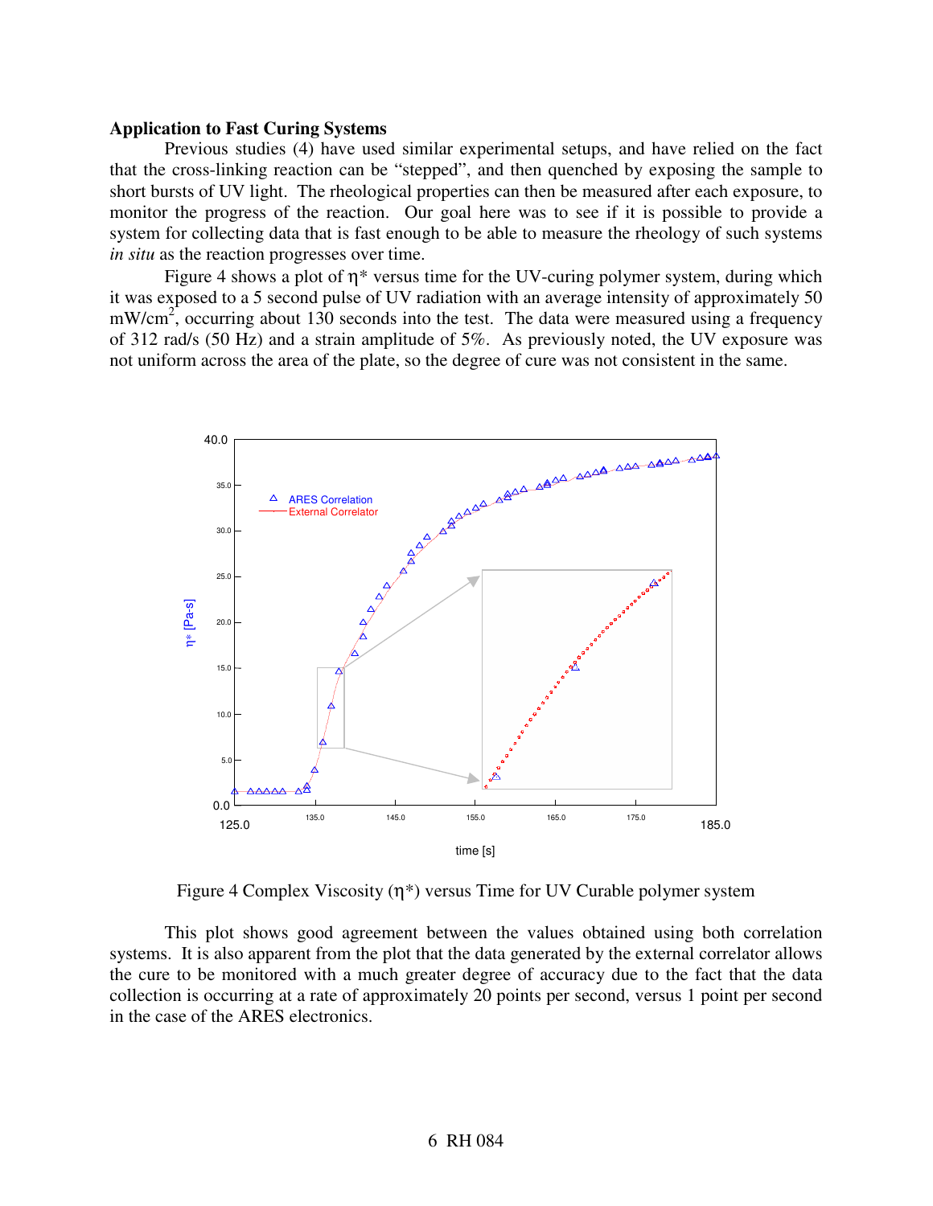**Application to Fast Curing Systems**

Previous studies (4) have used similar experimental setups, and have relied on the fact that the cross-linking reaction can be "stepped", and then quenched by exposing the sample to short bursts of UV light. The rheological properties can then be measured after each exposure, to monitor the progress of the reaction. Our goal here was to see if it is possible to provide a system for collecting data that is fast enough to be able to measure the rheology of such systems *in situ* as the reaction progresses over time.

Figure 4 shows a plot of η* versus time for the UV-curing polymer system, during which it was exposed to a 5 second pulse of UV radiation with an average intensity of approximately 50 mW/cm$^2$, occurring about 130 seconds into the test. The data were measured using a frequency of 312 rad/s (50 Hz) and a strain amplitude of 5%. As previously noted, the UV exposure was not uniform across the area of the plate, so the degree of cure was not consistent in the same.

Figure 4 Complex Viscosity (η*) versus Time for UV Curable polymer system

This plot shows good agreement between the values obtained using both correlation systems. It is also apparent from the plot that the data generated by the external correlator allows the cure to be monitored with a much greater degree of accuracy due to the fact that the data collection is occurring at a rate of approximately 20 points per second, versus 1 point per second in the case of the ARES electronics.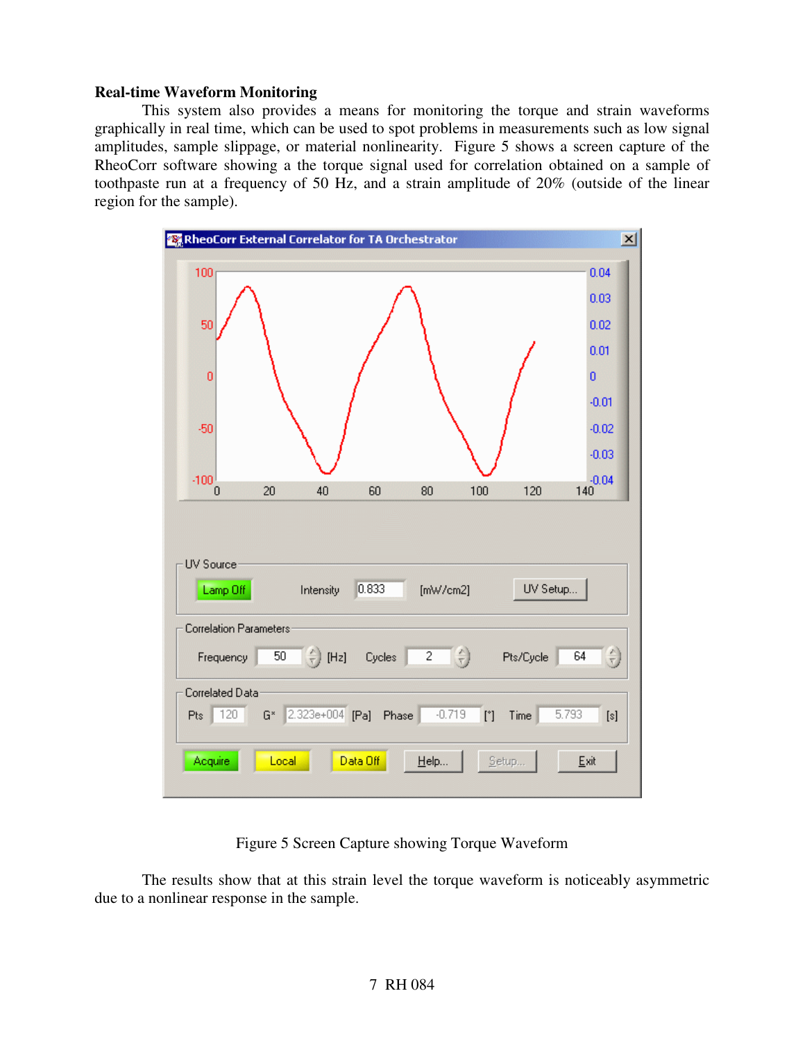### Real-time Waveform Monitoring

This system also provides a means for monitoring the torque and strain waveforms graphically in real time, which can be used to spot problems in measurements such as low signal amplitudes, sample slippage, or material nonlinearity. Figure 5 shows a screen capture of the RheoCorr software showing a the torque signal used for correlation obtained on a sample of toothpaste run at a frequency of 50 Hz, and a strain amplitude of 20% (outside of the linear region for the sample).

Figure 5 Screen Capture showing Torque Waveform

The results show that at this strain level the torque waveform is noticeably asymmetric due to a nonlinear response in the sample.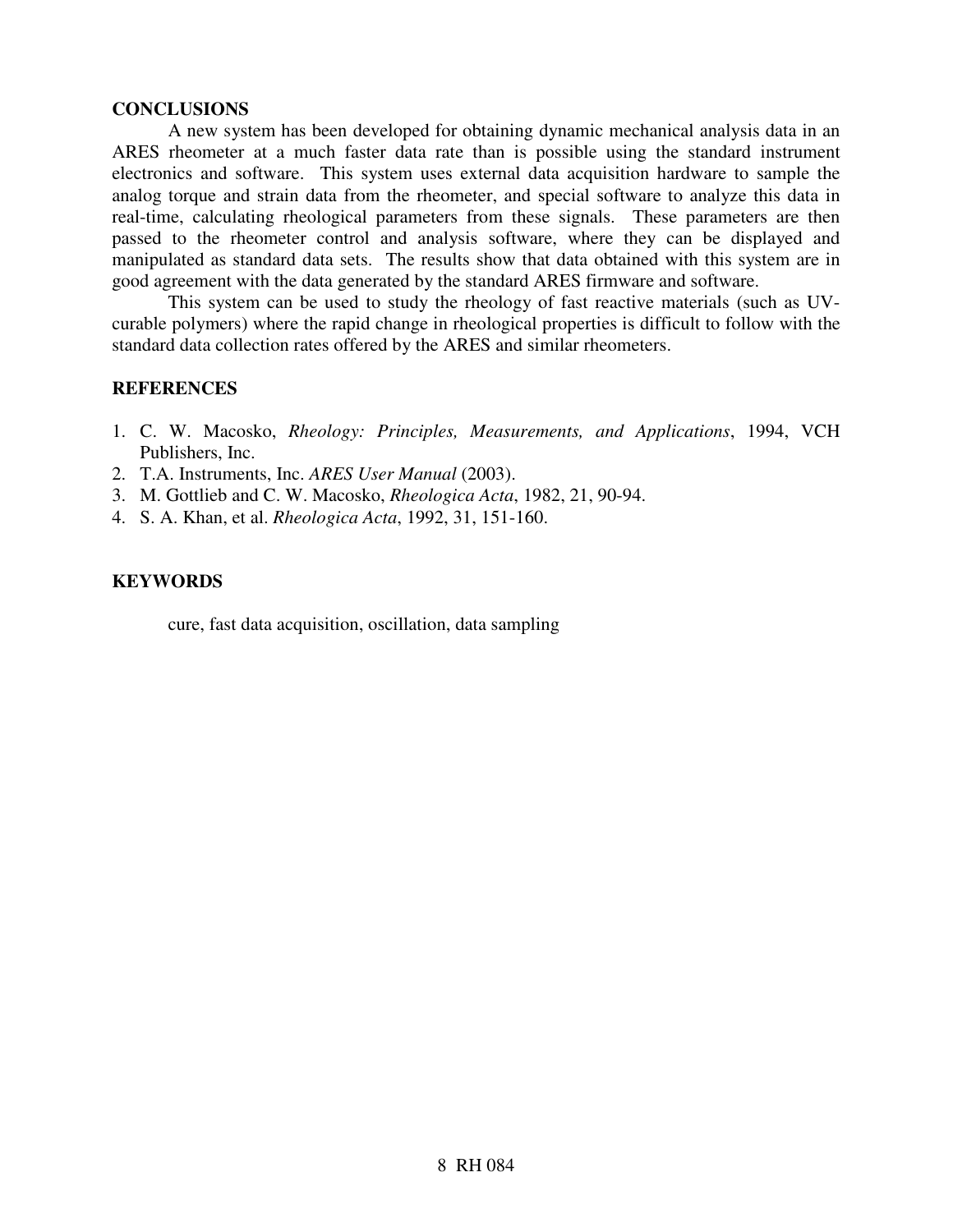## CONCLUSIONS

A new system has been developed for obtaining dynamic mechanical analysis data in an ARES rheometer at a much faster data rate than is possible using the standard instrument electronics and software. This system uses external data acquisition hardware to sample the analog torque and strain data from the rheometer, and special software to analyze this data in real-time, calculating rheological parameters from these signals. These parameters are then passed to the rheometer control and analysis software, where they can be displayed and manipulated as standard data sets. The results show that data obtained with this system are in good agreement with the data generated by the standard ARES firmware and software.

This system can be used to study the rheology of fast reactive materials (such as UV-curable polymers) where the rapid change in rheological properties is difficult to follow with the standard data collection rates offered by the ARES and similar rheometers.

## REFERENCES

1. C. W. Macosko, *Rheology: Principles, Measurements, and Applications*, 1994, VCH Publishers, Inc.
2. T.A. Instruments, Inc. *ARES User Manual* (2003).
3. M. Gottlieb and C. W. Macosko, *Rheologica Acta*, 1982, 21, 90-94.
4. S. A. Khan, et al. *Rheologica Acta*, 1992, 31, 151-160.

## KEYWORDS

cure, fast data acquisition, oscillation, data sampling